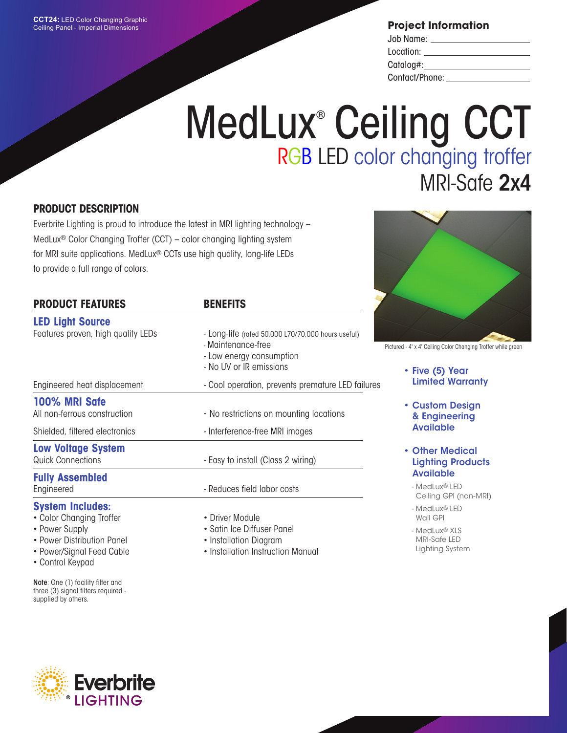**CCT24:** LED Color Changing Graphic Ceiling Panel - Imperial Dimensions

## Project Information

Job Name: ______________________

Location: ______________________

Catalog#: ______________________

Contact/Phone: ______________________

# MedLux® Ceiling CCT

## RGB LED color changing troffer

## MRI-Safe **2x4**

### PRODUCT DESCRIPTION

Everbrite Lighting is proud to introduce the latest in MRI lighting technology – MedLux® Color Changing Troffer (CCT) – color changing lighting system for MRI suite applications. MedLux® CCTs use high quality, long-life LEDs to provide a full range of colors.

| PRODUCT FEATURES | BENEFITS |
|---|---|
| **LED Light Source** | |
| Features proven, high quality LEDs | - Long-life (rated 50,000 L70/70,000 hours useful)<br>- Maintenance-free<br>- Low energy consumption<br>- No UV or IR emissions |
| Engineered heat displacement | - Cool operation, prevents premature LED failures |
| **100% MRI Safe** | |
| All non-ferrous construction | - No restrictions on mounting locations |
| Shielded, filtered electronics | - Interference-free MRI images |
| **Low Voltage System** | |
| Quick Connections | - Easy to install (Class 2 wiring) |
| **Fully Assembled** | |
| Engineered | - Reduces field labor costs |

**System Includes:**

- Color Changing Troffer
- Power Supply
- Power Distribution Panel
- Power/Signal Feed Cable
- Control Keypad
- Driver Module
- Satin Ice Diffuser Panel
- Installation Diagram
- Installation Instruction Manual

**Note**: One (1) facility filter and three (3) signal filters required - supplied by others.

Pictured - 4' x 4' Ceiling Color Changing Troffer while green

- **Five (5) Year Limited Warranty**
- **Custom Design & Engineering Available**
- **Other Medical Lighting Products Available**
  - MedLux® LED Ceiling GPI (non-MRI)
  - MedLux® LED Wall GPI
  - MedLux® XLS MRI-Safe LED Lighting System

Everbrite® LIGHTING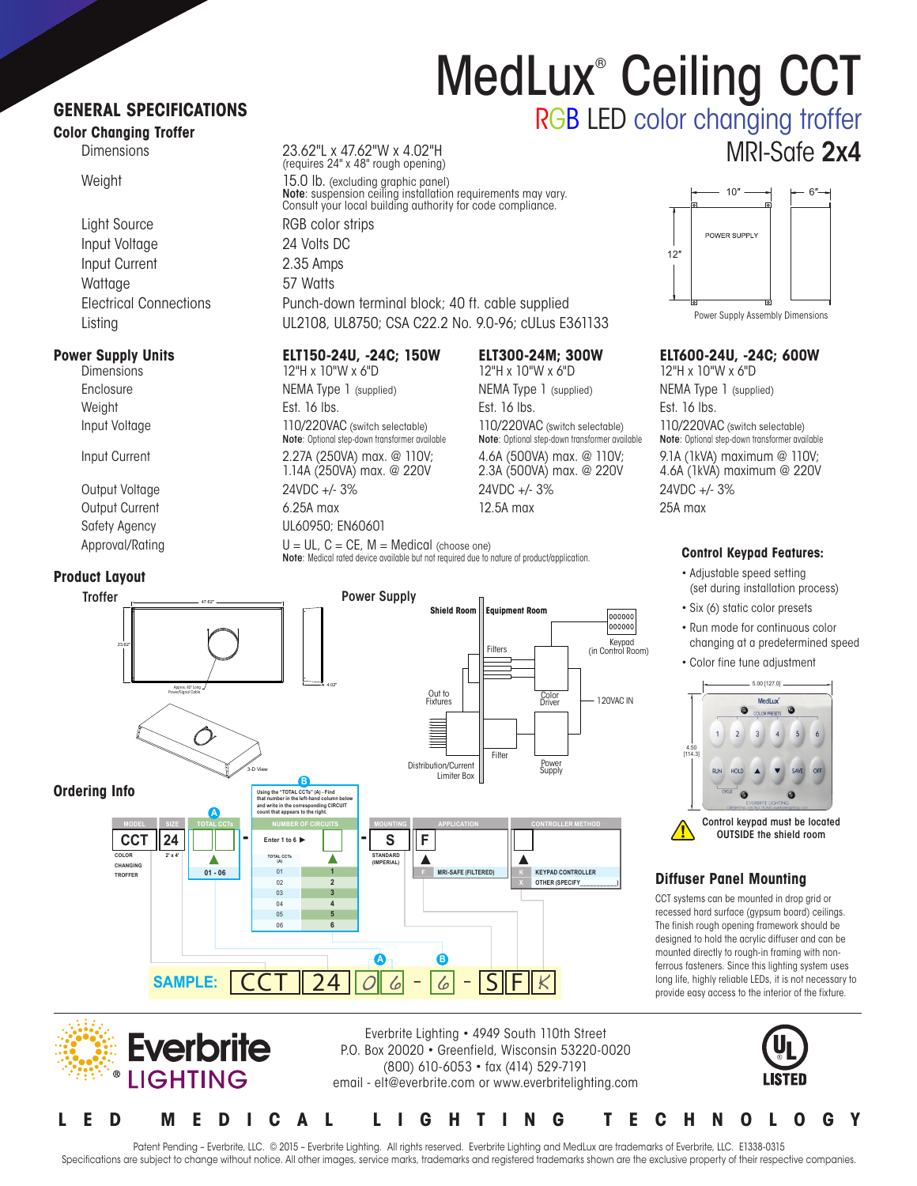# MedLux® Ceiling CCT

## RGB LED color changing troffer

## MRI-Safe 2x4

## GENERAL SPECIFICATIONS

### Color Changing Troffer

| | |
|---|---|
| Dimensions | 23.62"L x 47.62"W x 4.02"H (requires 24" x 48" rough opening) |
| Weight | 15.0 lb. (excluding graphic panel) **Note**: suspension ceiling installation requirements may vary. Consult your local building authority for code compliance. |
| Light Source | RGB color strips |
| Input Voltage | 24 Volts DC |
| Input Current | 2.35 Amps |
| Wattage | 57 Watts |
| Electrical Connections | Punch-down terminal block; 40 ft. cable supplied |
| Listing | UL2108, UL8750; CSA C22.2 No. 9.0-96; cULus E361133 |

Power Supply Assembly Dimensions: 10" x 12" x 6" (POWER SUPPLY)

### Power Supply Units

| | ELT150-24U, -24C; 150W | ELT300-24M; 300W | ELT600-24U, -24C; 600W |
|---|---|---|---|
| Dimensions | 12"H x 10"W x 6"D | 12"H x 10"W x 6"D | 12"H x 10"W x 6"D |
| Enclosure | NEMA Type 1 (supplied) | NEMA Type 1 (supplied) | NEMA Type 1 (supplied) |
| Weight | Est. 16 lbs. | Est. 16 lbs. | Est. 16 lbs. |
| Input Voltage | 110/220VAC (switch selectable) **Note**: Optional step-down transformer available | 110/220VAC (switch selectable) **Note**: Optional step-down transformer available | 110/220VAC (switch selectable) **Note**: Optional step-down transformer available |
| Input Current | 2.27A (250VA) max. @ 110V; 1.14A (250VA) max. @ 220V | 4.6A (500VA) max. @ 110V; 2.3A (500VA) max. @ 220V | 9.1A (1kVA) maximum @ 110V; 4.6A (1kVA) maximum @ 220V |
| Output Voltage | 24VDC +/- 3% | 24VDC +/- 3% | 24VDC +/- 3% |
| Output Current | 6.25A max | 12.5A max | 25A max |
| Safety Agency | UL60950; EN60601 | | |
| Approval/Rating | U = UL, C = CE, M = Medical (choose one) **Note**: Medical rated device available but not required due to nature of product/application. | | |

### Product Layout

**Troffer**

47.62"
23.62"
4.02"
Approx. 40' Long Power/Signal Cable
3-D View

**Power Supply**

Shield Room | Equipment Room
Keypad (in Control Room)
Filters
Out to Fixtures
Color Driver
120VAC IN
Filter
Distribution/Current Limiter Box
Power Supply

### Control Keypad Features:

- Adjustable speed setting (set during installation process)
- Six (6) static color presets
- Run mode for continuous color changing at a predetermined speed
- Color fine tune adjustment

5.00 [127.0]
4.50 [114.3]
MedLux
COLOR PRESETS
1 2 3 4 5 6
RUN HOLD ▲ ▼ SAVE OFF
CYCLE
EVERBRITE LIGHTING

⚠ Control keypad must be located OUTSIDE the shield room

### Ordering Info

B: Using the "TOTAL CCTs" (A) - Find that number in the left-hand column below and write in the corresponding CIRCUIT count that appears to the right.

| MODEL | SIZE | TOTAL CCTs (A) | | NUMBER OF CIRCUITS (B) | | MOUNTING | APPLICATION | CONTROLLER METHOD |
|---|---|---|---|---|---|---|---|---|
| CCT | 24 | | - | Enter 1 to 6 ▶ | | - S | F | |
| COLOR CHANGING TROFFER | 2' x 4' | 01 - 06 | | TOTAL CCTs (A) | | STANDARD (IMPERIAL) | F = MRI-SAFE (FILTERED) | K = KEYPAD CONTROLLER; X = OTHER (SPECIFY________) |
| | | | | 01 | 1 | | | |
| | | | | 02 | 2 | | | |
| | | | | 03 | 3 | | | |
| | | | | 04 | 4 | | | |
| | | | | 05 | 5 | | | |
| | | | | 06 | 6 | | | |

**SAMPLE:** CCT 24 06 - 6 - S F K

### Diffuser Panel Mounting

CCT systems can be mounted in drop grid or recessed hard surface (gypsum board) ceilings. The finish rough opening framework should be designed to hold the acrylic diffuser and can be mounted directly to rough-in framing with non-ferrous fasteners. Since this lighting system uses long life, highly reliable LEDs, it is not necessary to provide easy access to the interior of the fixture.

Everbrite LIGHTING

Everbrite Lighting • 4949 South 110th Street
P.O. Box 20020 • Greenfield, Wisconsin 53220-0020
(800) 610-6053 • fax (414) 529-7191
email - elt@everbrite.com or www.everbritelighting.com

UL LISTED

L E D M E D I C A L L I G H T I N G T E C H N O L O G Y

Patent Pending – Everbrite, LLC. © 2015 – Everbrite Lighting. All rights reserved. Everbrite Lighting and MedLux are trademarks of Everbrite, LLC. E1338-0315
Specifications are subject to change without notice. All other images, service marks, trademarks and registered trademarks shown are the exclusive property of their respective companies.